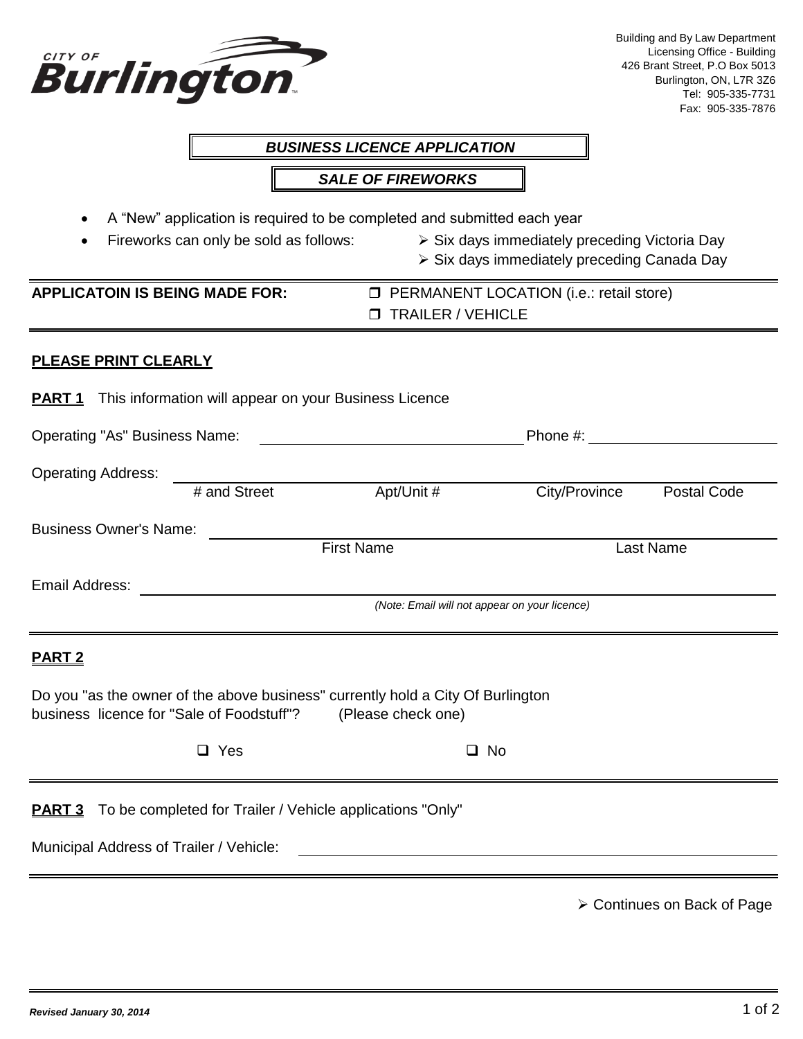CITY OF **Burlington**

Building and By Law Department
Licensing Office - Building
426 Brant Street, P.O Box 5013
Burlington, ON, L7R 3Z6
Tel: 905-335-7731
Fax: 905-335-7876

# *BUSINESS LICENCE APPLICATION*

## *SALE OF FIREWORKS*

- A "New" application is required to be completed and submitted each year
- Fireworks can only be sold as follows:
  - Six days immediately preceding Victoria Day
  - Six days immediately preceding Canada Day

**APPLICATOIN IS BEING MADE FOR:**

- ❐ PERMANENT LOCATION (i.e.: retail store)
- ❐ TRAILER / VEHICLE

**PLEASE PRINT CLEARLY**

**PART 1** This information will appear on your Business Licence

Operating "As" Business Name: ______________________ Phone #: ______________________

Operating Address: ____________________________________________
# and Street    Apt/Unit #    City/Province    Postal Code

Business Owner's Name: ____________________________________________
First Name    Last Name

Email Address: ____________________________________________
*(Note: Email will not appear on your licence)*

**PART 2**

Do you "as the owner of the above business" currently hold a City Of Burlington business licence for "Sale of Foodstuff"? (Please check one)

❑ Yes    ❑ No

**PART 3** To be completed for Trailer / Vehicle applications "Only"

Municipal Address of Trailer / Vehicle: ____________________________________________

➢ Continues on Back of Page

*Revised January 30, 2014*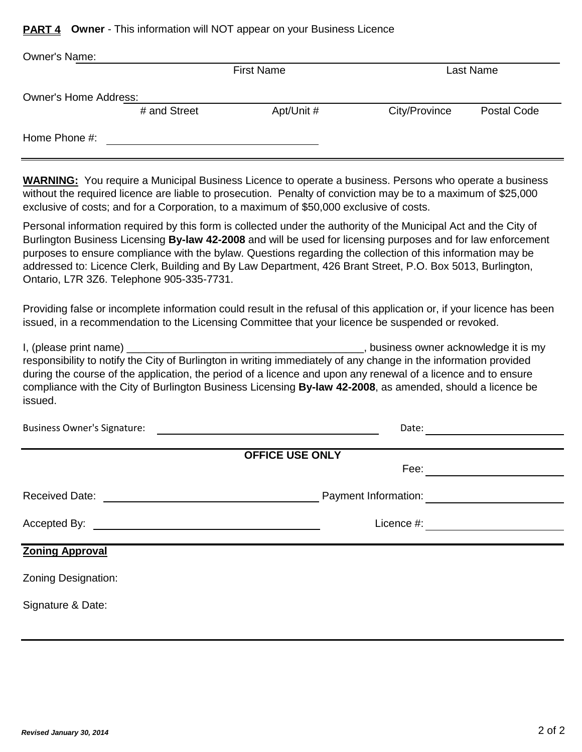**PART 4** **Owner** - This information will NOT appear on your Business Licence

Owner's Name: ______________________________________________

First Name / Last Name

Owner's Home Address: ______________________________________________

# and Street / Apt/Unit # / City/Province / Postal Code

Home Phone #: ____________________

**WARNING:** You require a Municipal Business Licence to operate a business. Persons who operate a business without the required licence are liable to prosecution. Penalty of conviction may be to a maximum of $25,000 exclusive of costs; and for a Corporation, to a maximum of $50,000 exclusive of costs.

Personal information required by this form is collected under the authority of the Municipal Act and the City of Burlington Business Licensing **By-law 42-2008** and will be used for licensing purposes and for law enforcement purposes to ensure compliance with the bylaw. Questions regarding the collection of this information may be addressed to: Licence Clerk, Building and By Law Department, 426 Brant Street, P.O. Box 5013, Burlington, Ontario, L7R 3Z6. Telephone 905-335-7731.

Providing false or incomplete information could result in the refusal of this application or, if your licence has been issued, in a recommendation to the Licensing Committee that your licence be suspended or revoked.

I, (please print name) ________________________________________, business owner acknowledge it is my responsibility to notify the City of Burlington in writing immediately of any change in the information provided during the course of the application, the period of a licence and upon any renewal of a licence and to ensure compliance with the City of Burlington Business Licensing **By-law 42-2008**, as amended, should a licence be issued.

Business Owner's Signature: ____________________ Date: ____________________

**OFFICE USE ONLY**

Fee: ____________________

Received Date: ____________________ Payment Information: ____________________

Accepted By: ____________________ Licence #: ____________________

**Zoning Approval**

Zoning Designation:

Signature & Date:

*Revised January 30, 2014*